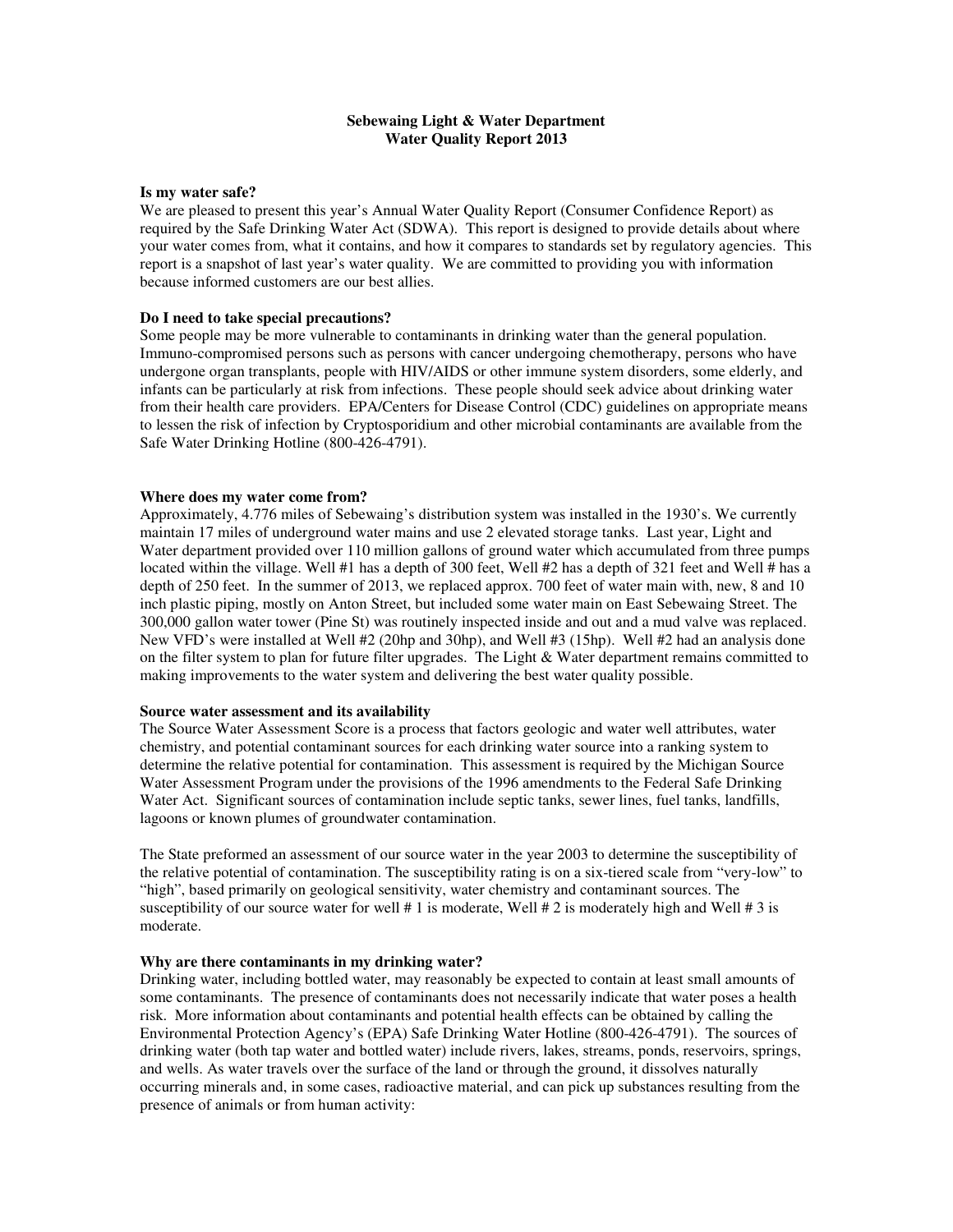# Sebewaing Light & Water Department
## Water Quality Report 2013

**Is my water safe?**

We are pleased to present this year's Annual Water Quality Report (Consumer Confidence Report) as required by the Safe Drinking Water Act (SDWA). This report is designed to provide details about where your water comes from, what it contains, and how it compares to standards set by regulatory agencies. This report is a snapshot of last year's water quality. We are committed to providing you with information because informed customers are our best allies.

**Do I need to take special precautions?**

Some people may be more vulnerable to contaminants in drinking water than the general population. Immuno-compromised persons such as persons with cancer undergoing chemotherapy, persons who have undergone organ transplants, people with HIV/AIDS or other immune system disorders, some elderly, and infants can be particularly at risk from infections. These people should seek advice about drinking water from their health care providers. EPA/Centers for Disease Control (CDC) guidelines on appropriate means to lessen the risk of infection by Cryptosporidium and other microbial contaminants are available from the Safe Water Drinking Hotline (800-426-4791).

**Where does my water come from?**

Approximately, 4.776 miles of Sebewaing's distribution system was installed in the 1930's. We currently maintain 17 miles of underground water mains and use 2 elevated storage tanks. Last year, Light and Water department provided over 110 million gallons of ground water which accumulated from three pumps located within the village. Well #1 has a depth of 300 feet, Well #2 has a depth of 321 feet and Well # has a depth of 250 feet. In the summer of 2013, we replaced approx. 700 feet of water main with, new, 8 and 10 inch plastic piping, mostly on Anton Street, but included some water main on East Sebewaing Street. The 300,000 gallon water tower (Pine St) was routinely inspected inside and out and a mud valve was replaced. New VFD's were installed at Well #2 (20hp and 30hp), and Well #3 (15hp). Well #2 had an analysis done on the filter system to plan for future filter upgrades. The Light & Water department remains committed to making improvements to the water system and delivering the best water quality possible.

**Source water assessment and its availability**

The Source Water Assessment Score is a process that factors geologic and water well attributes, water chemistry, and potential contaminant sources for each drinking water source into a ranking system to determine the relative potential for contamination. This assessment is required by the Michigan Source Water Assessment Program under the provisions of the 1996 amendments to the Federal Safe Drinking Water Act. Significant sources of contamination include septic tanks, sewer lines, fuel tanks, landfills, lagoons or known plumes of groundwater contamination.

The State preformed an assessment of our source water in the year 2003 to determine the susceptibility of the relative potential of contamination. The susceptibility rating is on a six-tiered scale from "very-low" to "high", based primarily on geological sensitivity, water chemistry and contaminant sources. The susceptibility of our source water for well # 1 is moderate, Well # 2 is moderately high and Well # 3 is moderate.

**Why are there contaminants in my drinking water?**

Drinking water, including bottled water, may reasonably be expected to contain at least small amounts of some contaminants. The presence of contaminants does not necessarily indicate that water poses a health risk. More information about contaminants and potential health effects can be obtained by calling the Environmental Protection Agency's (EPA) Safe Drinking Water Hotline (800-426-4791). The sources of drinking water (both tap water and bottled water) include rivers, lakes, streams, ponds, reservoirs, springs, and wells. As water travels over the surface of the land or through the ground, it dissolves naturally occurring minerals and, in some cases, radioactive material, and can pick up substances resulting from the presence of animals or from human activity: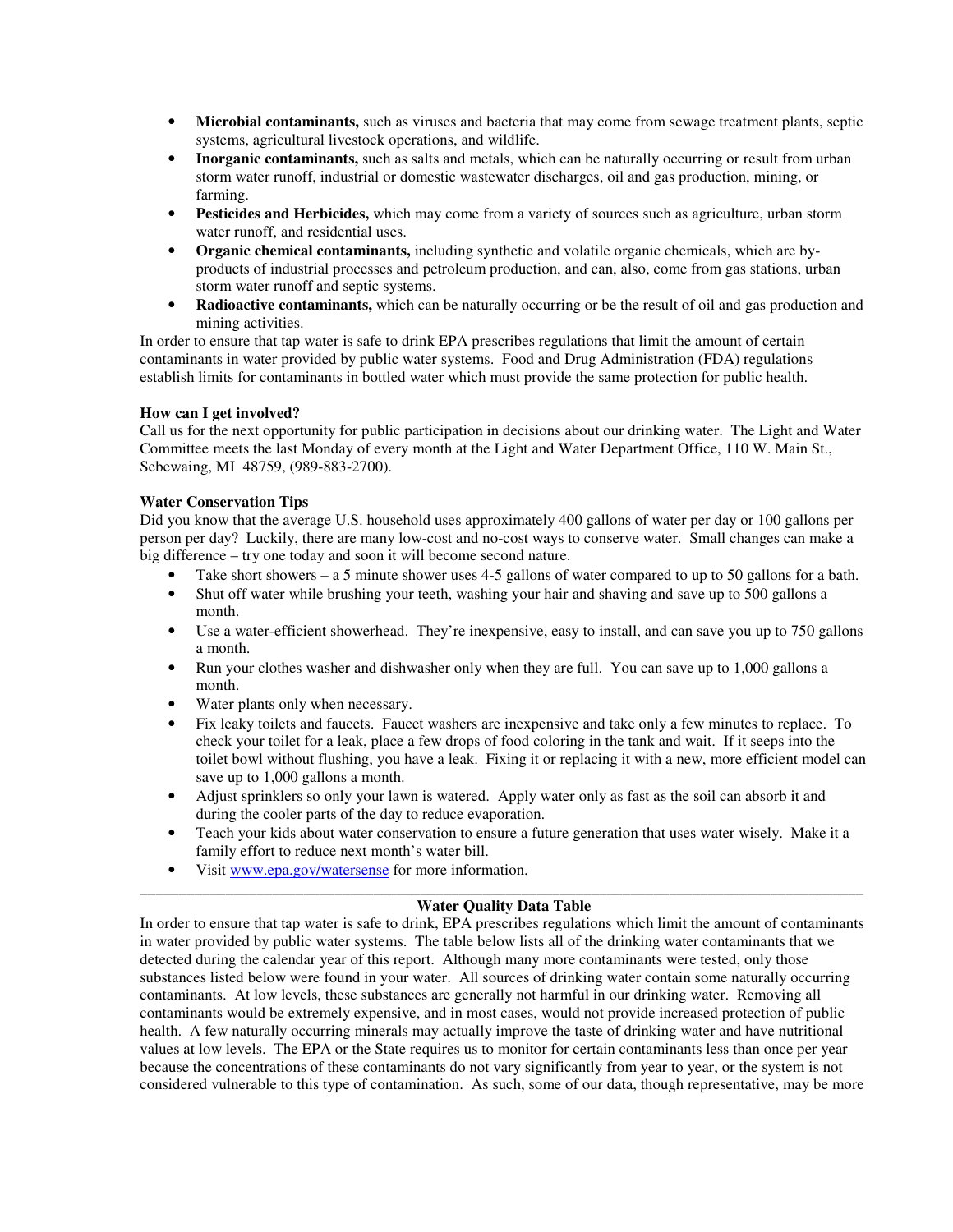- **Microbial contaminants,** such as viruses and bacteria that may come from sewage treatment plants, septic systems, agricultural livestock operations, and wildlife.
- **Inorganic contaminants,** such as salts and metals, which can be naturally occurring or result from urban storm water runoff, industrial or domestic wastewater discharges, oil and gas production, mining, or farming.
- **Pesticides and Herbicides,** which may come from a variety of sources such as agriculture, urban storm water runoff, and residential uses.
- **Organic chemical contaminants,** including synthetic and volatile organic chemicals, which are by-products of industrial processes and petroleum production, and can, also, come from gas stations, urban storm water runoff and septic systems.
- **Radioactive contaminants,** which can be naturally occurring or be the result of oil and gas production and mining activities.

In order to ensure that tap water is safe to drink EPA prescribes regulations that limit the amount of certain contaminants in water provided by public water systems. Food and Drug Administration (FDA) regulations establish limits for contaminants in bottled water which must provide the same protection for public health.

### How can I get involved?

Call us for the next opportunity for public participation in decisions about our drinking water. The Light and Water Committee meets the last Monday of every month at the Light and Water Department Office, 110 W. Main St., Sebewaing, MI 48759, (989-883-2700).

### Water Conservation Tips

Did you know that the average U.S. household uses approximately 400 gallons of water per day or 100 gallons per person per day? Luckily, there are many low-cost and no-cost ways to conserve water. Small changes can make a big difference – try one today and soon it will become second nature.

- Take short showers – a 5 minute shower uses 4-5 gallons of water compared to up to 50 gallons for a bath.
- Shut off water while brushing your teeth, washing your hair and shaving and save up to 500 gallons a month.
- Use a water-efficient showerhead. They're inexpensive, easy to install, and can save you up to 750 gallons a month.
- Run your clothes washer and dishwasher only when they are full. You can save up to 1,000 gallons a month.
- Water plants only when necessary.
- Fix leaky toilets and faucets. Faucet washers are inexpensive and take only a few minutes to replace. To check your toilet for a leak, place a few drops of food coloring in the tank and wait. If it seeps into the toilet bowl without flushing, you have a leak. Fixing it or replacing it with a new, more efficient model can save up to 1,000 gallons a month.
- Adjust sprinklers so only your lawn is watered. Apply water only as fast as the soil can absorb it and during the cooler parts of the day to reduce evaporation.
- Teach your kids about water conservation to ensure a future generation that uses water wisely. Make it a family effort to reduce next month's water bill.
- Visit [www.epa.gov/watersense](www.epa.gov/watersense) for more information.

---

### Water Quality Data Table

In order to ensure that tap water is safe to drink, EPA prescribes regulations which limit the amount of contaminants in water provided by public water systems. The table below lists all of the drinking water contaminants that we detected during the calendar year of this report. Although many more contaminants were tested, only those substances listed below were found in your water. All sources of drinking water contain some naturally occurring contaminants. At low levels, these substances are generally not harmful in our drinking water. Removing all contaminants would be extremely expensive, and in most cases, would not provide increased protection of public health. A few naturally occurring minerals may actually improve the taste of drinking water and have nutritional values at low levels. The EPA or the State requires us to monitor for certain contaminants less than once per year because the concentrations of these contaminants do not vary significantly from year to year, or the system is not considered vulnerable to this type of contamination. As such, some of our data, though representative, may be more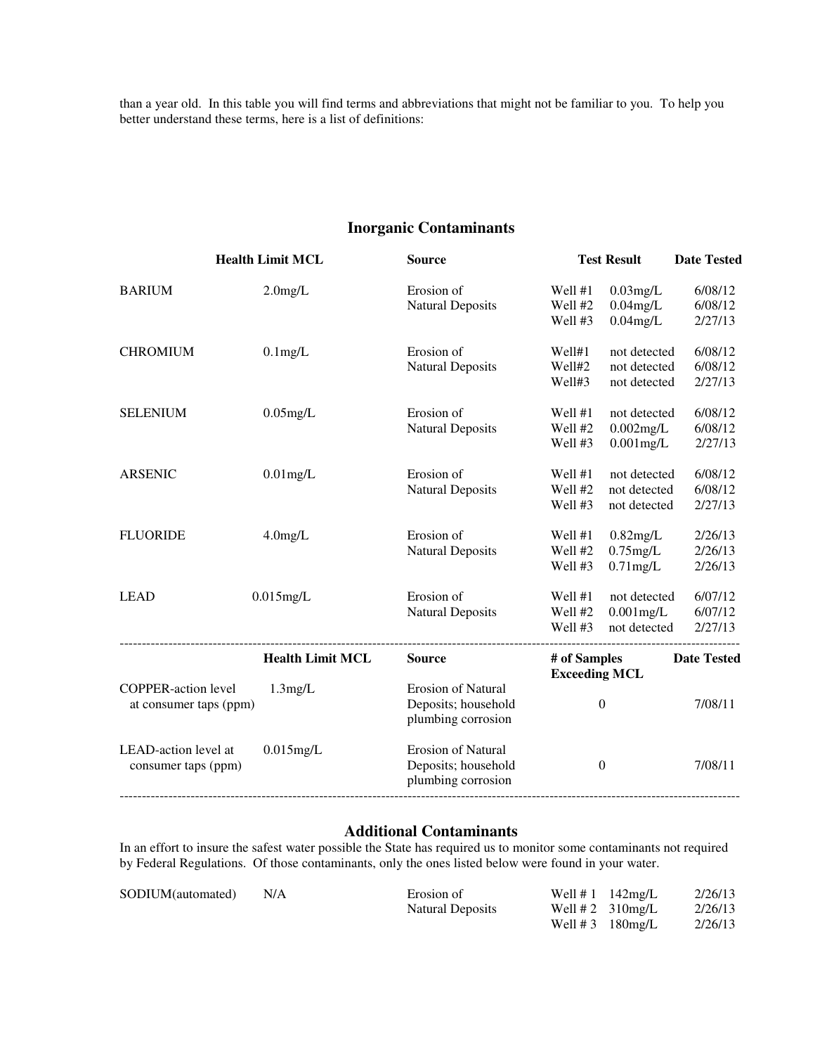than a year old. In this table you will find terms and abbreviations that might not be familiar to you. To help you better understand these terms, here is a list of definitions:

## Inorganic Contaminants

| | Health Limit MCL | Source | Test Result | | Date Tested |
|---|---|---|---|---|---|
| BARIUM | 2.0mg/L | Erosion of Natural Deposits | Well #1 | 0.03mg/L | 6/08/12 |
| | | | Well #2 | 0.04mg/L | 6/08/12 |
| | | | Well #3 | 0.04mg/L | 2/27/13 |
| CHROMIUM | 0.1mg/L | Erosion of Natural Deposits | Well#1 | not detected | 6/08/12 |
| | | | Well#2 | not detected | 6/08/12 |
| | | | Well#3 | not detected | 2/27/13 |
| SELENIUM | 0.05mg/L | Erosion of Natural Deposits | Well #1 | not detected | 6/08/12 |
| | | | Well #2 | 0.002mg/L | 6/08/12 |
| | | | Well #3 | 0.001mg/L | 2/27/13 |
| ARSENIC | 0.01mg/L | Erosion of Natural Deposits | Well #1 | not detected | 6/08/12 |
| | | | Well #2 | not detected | 6/08/12 |
| | | | Well #3 | not detected | 2/27/13 |
| FLUORIDE | 4.0mg/L | Erosion of Natural Deposits | Well #1 | 0.82mg/L | 2/26/13 |
| | | | Well #2 | 0.75mg/L | 2/26/13 |
| | | | Well #3 | 0.71mg/L | 2/26/13 |
| LEAD | 0.015mg/L | Erosion of Natural Deposits | Well #1 | not detected | 6/07/12 |
| | | | Well #2 | 0.001mg/L | 6/07/12 |
| | | | Well #3 | not detected | 2/27/13 |

| | Health Limit MCL | Source | # of Samples Exceeding MCL | Date Tested |
|---|---|---|---|---|
| COPPER-action level at consumer taps (ppm) | 1.3mg/L | Erosion of Natural Deposits; household plumbing corrosion | 0 | 7/08/11 |
| LEAD-action level at consumer taps (ppm) | 0.015mg/L | Erosion of Natural Deposits; household plumbing corrosion | 0 | 7/08/11 |

## Additional Contaminants

In an effort to insure the safest water possible the State has required us to monitor some contaminants not required by Federal Regulations. Of those contaminants, only the ones listed below were found in your water.

| | | | | | |
|---|---|---|---|---|---|
| SODIUM(automated) | N/A | Erosion of Natural Deposits | Well # 1 | 142mg/L | 2/26/13 |
| | | | Well # 2 | 310mg/L | 2/26/13 |
| | | | Well # 3 | 180mg/L | 2/26/13 |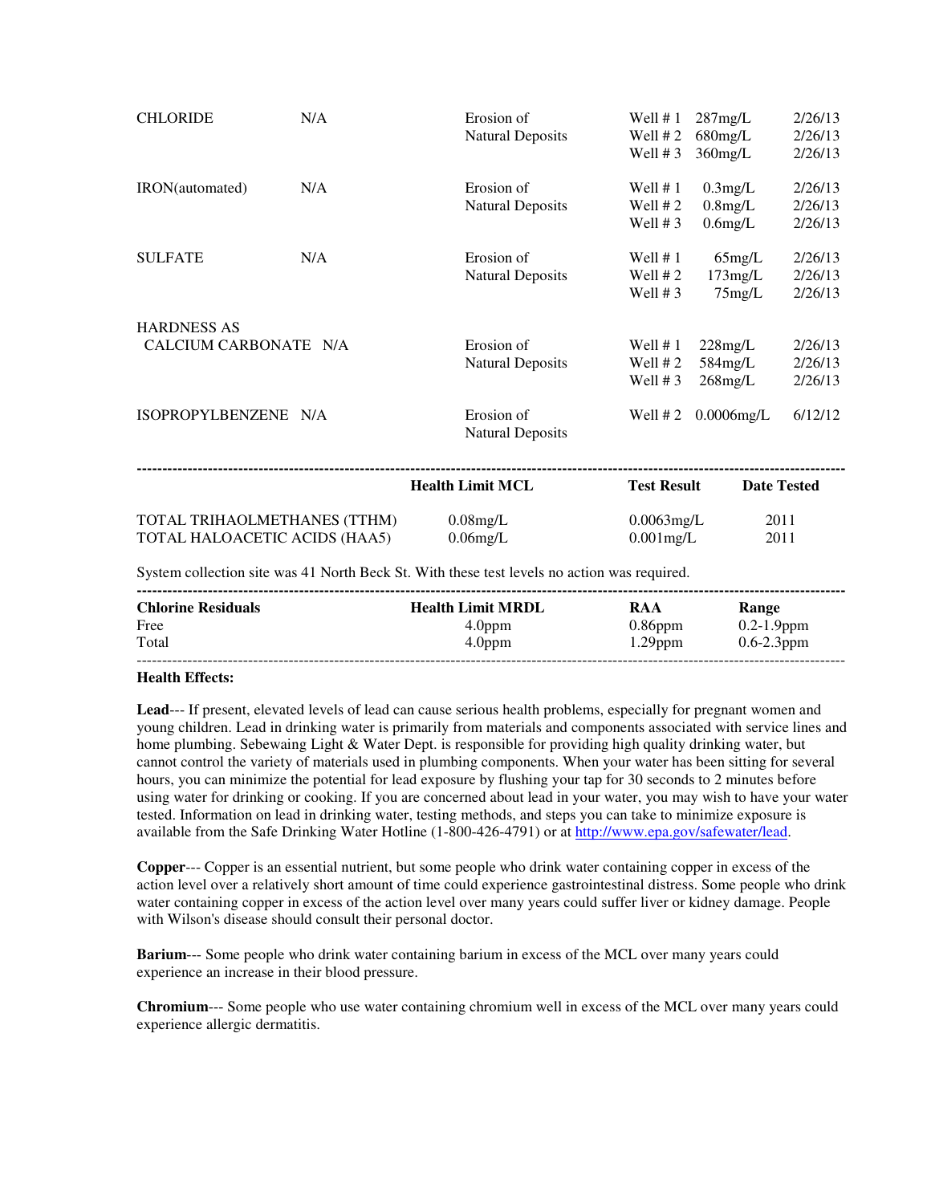| | | | | | |
|---|---|---|---|---|---|
| CHLORIDE | N/A | Erosion of Natural Deposits | Well # 1 | 287mg/L | 2/26/13 |
| | | | Well # 2 | 680mg/L | 2/26/13 |
| | | | Well # 3 | 360mg/L | 2/26/13 |
| IRON(automated) | N/A | Erosion of Natural Deposits | Well # 1 | 0.3mg/L | 2/26/13 |
| | | | Well # 2 | 0.8mg/L | 2/26/13 |
| | | | Well # 3 | 0.6mg/L | 2/26/13 |
| SULFATE | N/A | Erosion of Natural Deposits | Well # 1 | 65mg/L | 2/26/13 |
| | | | Well # 2 | 173mg/L | 2/26/13 |
| | | | Well # 3 | 75mg/L | 2/26/13 |
| HARDNESS AS CALCIUM CARBONATE | N/A | Erosion of Natural Deposits | Well # 1 | 228mg/L | 2/26/13 |
| | | | Well # 2 | 584mg/L | 2/26/13 |
| | | | Well # 3 | 268mg/L | 2/26/13 |
| ISOPROPYLBENZENE | N/A | Erosion of Natural Deposits | Well # 2 | 0.0006mg/L | 6/12/12 |

| | Health Limit MCL | Test Result | Date Tested |
|---|---|---|---|
| TOTAL TRIHAOLMETHANES (TTHM) | 0.08mg/L | 0.0063mg/L | 2011 |
| TOTAL HALOACETIC ACIDS (HAA5) | 0.06mg/L | 0.001mg/L | 2011 |

System collection site was 41 North Beck St. With these test levels no action was required.

| Chlorine Residuals | Health Limit MRDL | RAA | Range |
|---|---|---|---|
| Free | 4.0ppm | 0.86ppm | 0.2-1.9ppm |
| Total | 4.0ppm | 1.29ppm | 0.6-2.3ppm |

**Health Effects:**

**Lead**--- If present, elevated levels of lead can cause serious health problems, especially for pregnant women and young children. Lead in drinking water is primarily from materials and components associated with service lines and home plumbing. Sebewaing Light & Water Dept. is responsible for providing high quality drinking water, but cannot control the variety of materials used in plumbing components. When your water has been sitting for several hours, you can minimize the potential for lead exposure by flushing your tap for 30 seconds to 2 minutes before using water for drinking or cooking. If you are concerned about lead in your water, you may wish to have your water tested. Information on lead in drinking water, testing methods, and steps you can take to minimize exposure is available from the Safe Drinking Water Hotline (1-800-426-4791) or at http://www.epa.gov/safewater/lead.

**Copper**--- Copper is an essential nutrient, but some people who drink water containing copper in excess of the action level over a relatively short amount of time could experience gastrointestinal distress. Some people who drink water containing copper in excess of the action level over many years could suffer liver or kidney damage. People with Wilson's disease should consult their personal doctor.

**Barium**--- Some people who drink water containing barium in excess of the MCL over many years could experience an increase in their blood pressure.

**Chromium**--- Some people who use water containing chromium well in excess of the MCL over many years could experience allergic dermatitis.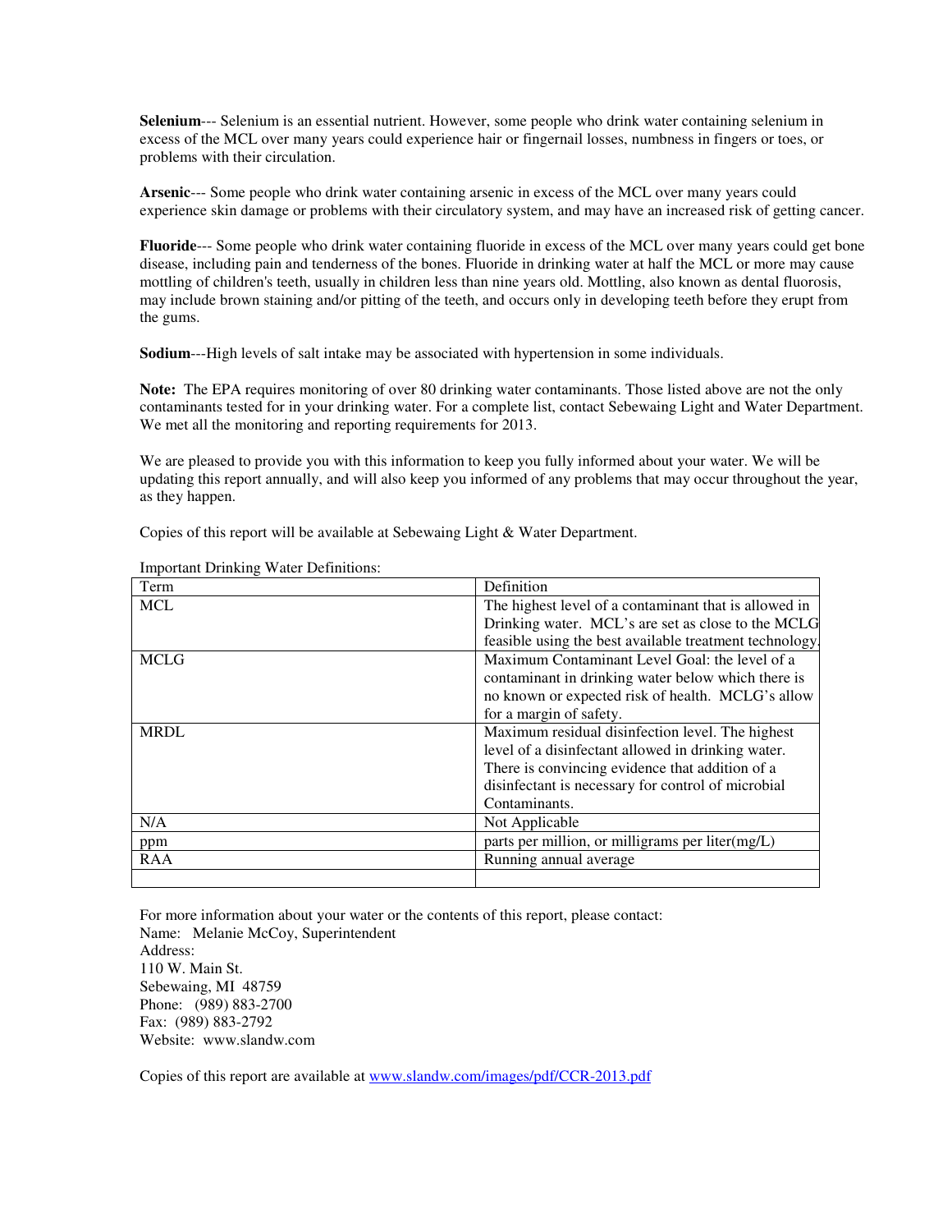**Selenium**--- Selenium is an essential nutrient. However, some people who drink water containing selenium in excess of the MCL over many years could experience hair or fingernail losses, numbness in fingers or toes, or problems with their circulation.

**Arsenic**--- Some people who drink water containing arsenic in excess of the MCL over many years could experience skin damage or problems with their circulatory system, and may have an increased risk of getting cancer.

**Fluoride**--- Some people who drink water containing fluoride in excess of the MCL over many years could get bone disease, including pain and tenderness of the bones. Fluoride in drinking water at half the MCL or more may cause mottling of children's teeth, usually in children less than nine years old. Mottling, also known as dental fluorosis, may include brown staining and/or pitting of the teeth, and occurs only in developing teeth before they erupt from the gums.

**Sodium**---High levels of salt intake may be associated with hypertension in some individuals.

**Note:** The EPA requires monitoring of over 80 drinking water contaminants. Those listed above are not the only contaminants tested for in your drinking water. For a complete list, contact Sebewaing Light and Water Department. We met all the monitoring and reporting requirements for 2013.

We are pleased to provide you with this information to keep you fully informed about your water. We will be updating this report annually, and will also keep you informed of any problems that may occur throughout the year, as they happen.

Copies of this report will be available at Sebewaing Light & Water Department.

Important Drinking Water Definitions:

| Term | Definition |
|---|---|
| MCL | The highest level of a contaminant that is allowed in Drinking water. MCL's are set as close to the MCLG feasible using the best available treatment technology. |
| MCLG | Maximum Contaminant Level Goal: the level of a contaminant in drinking water below which there is no known or expected risk of health. MCLG's allow for a margin of safety. |
| MRDL | Maximum residual disinfection level. The highest level of a disinfectant allowed in drinking water. There is convincing evidence that addition of a disinfectant is necessary for control of microbial Contaminants. |
| N/A | Not Applicable |
| ppm | parts per million, or milligrams per liter(mg/L) |
| RAA | Running annual average |
| | |

For more information about your water or the contents of this report, please contact:
Name: Melanie McCoy, Superintendent
Address:
110 W. Main St.
Sebewaing, MI 48759
Phone: (989) 883-2700
Fax: (989) 883-2792
Website: www.slandw.com

Copies of this report are available at www.slandw.com/images/pdf/CCR-2013.pdf